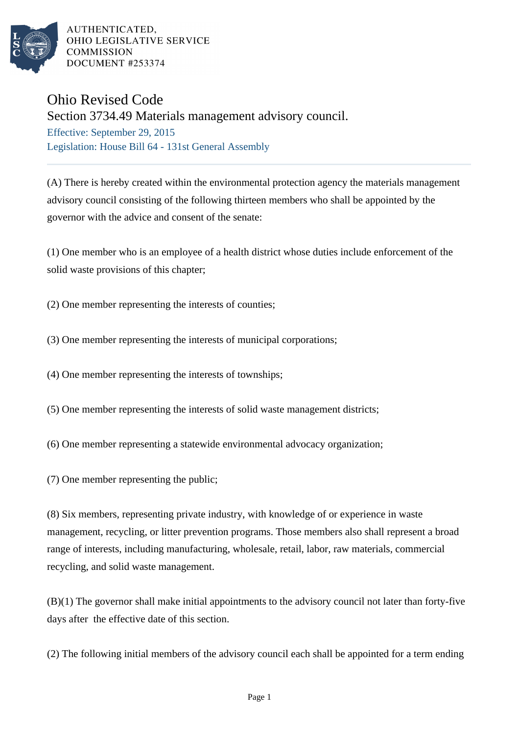AUTHENTICATED,
OHIO LEGISLATIVE SERVICE
COMMISSION
DOCUMENT #253374

# Ohio Revised Code

## Section 3734.49 Materials management advisory council.

Effective: September 29, 2015

Legislation: House Bill 64 - 131st General Assembly

(A) There is hereby created within the environmental protection agency the materials management advisory council consisting of the following thirteen members who shall be appointed by the governor with the advice and consent of the senate:

(1) One member who is an employee of a health district whose duties include enforcement of the solid waste provisions of this chapter;

(2) One member representing the interests of counties;

(3) One member representing the interests of municipal corporations;

(4) One member representing the interests of townships;

(5) One member representing the interests of solid waste management districts;

(6) One member representing a statewide environmental advocacy organization;

(7) One member representing the public;

(8) Six members, representing private industry, with knowledge of or experience in waste management, recycling, or litter prevention programs. Those members also shall represent a broad range of interests, including manufacturing, wholesale, retail, labor, raw materials, commercial recycling, and solid waste management.

(B)(1) The governor shall make initial appointments to the advisory council not later than forty-five days after the effective date of this section.

(2) The following initial members of the advisory council each shall be appointed for a term ending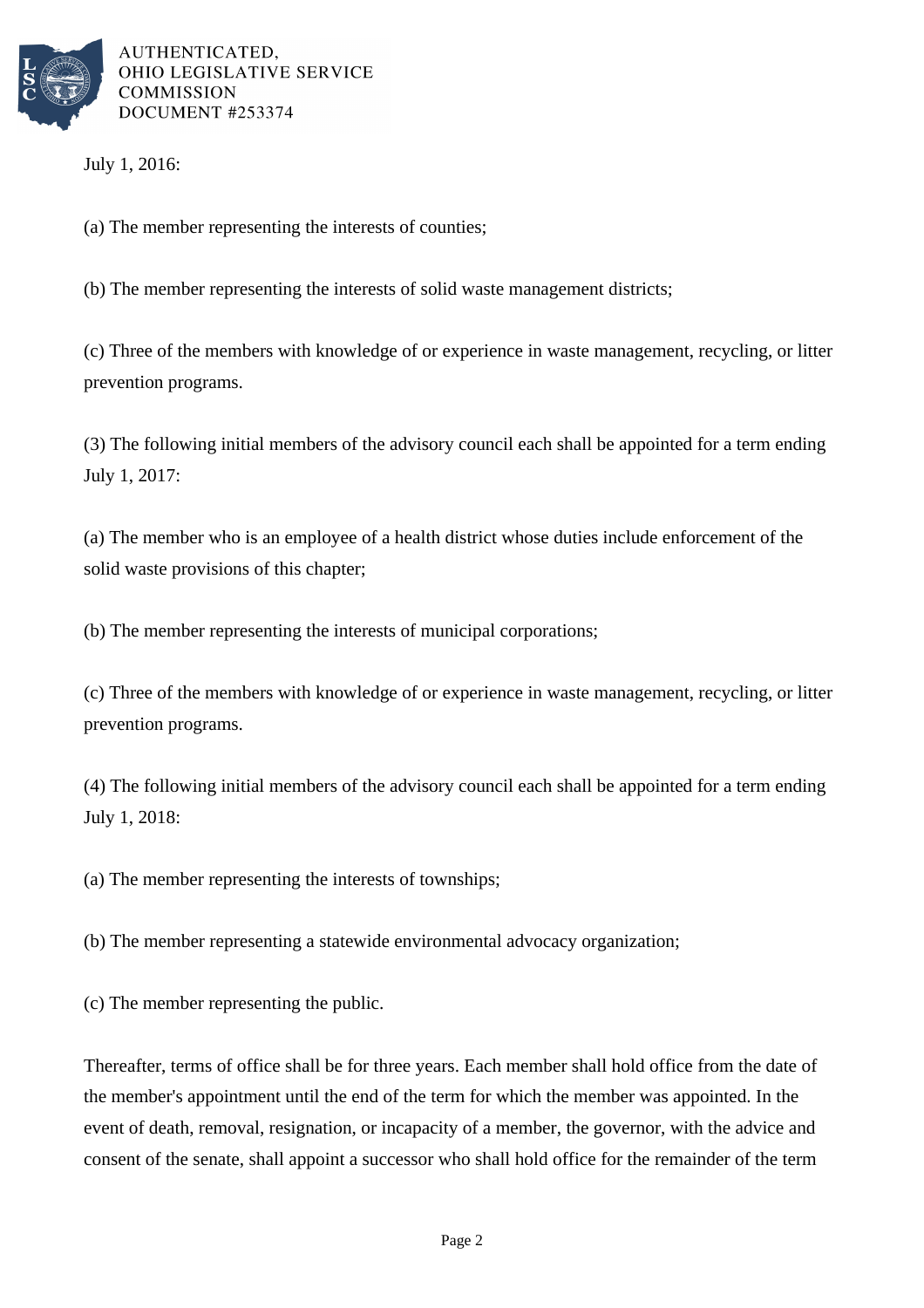July 1, 2016:

(a) The member representing the interests of counties;

(b) The member representing the interests of solid waste management districts;

(c) Three of the members with knowledge of or experience in waste management, recycling, or litter prevention programs.

(3) The following initial members of the advisory council each shall be appointed for a term ending July 1, 2017:

(a) The member who is an employee of a health district whose duties include enforcement of the solid waste provisions of this chapter;

(b) The member representing the interests of municipal corporations;

(c) Three of the members with knowledge of or experience in waste management, recycling, or litter prevention programs.

(4) The following initial members of the advisory council each shall be appointed for a term ending July 1, 2018:

(a) The member representing the interests of townships;

(b) The member representing a statewide environmental advocacy organization;

(c) The member representing the public.

Thereafter, terms of office shall be for three years. Each member shall hold office from the date of the member's appointment until the end of the term for which the member was appointed. In the event of death, removal, resignation, or incapacity of a member, the governor, with the advice and consent of the senate, shall appoint a successor who shall hold office for the remainder of the term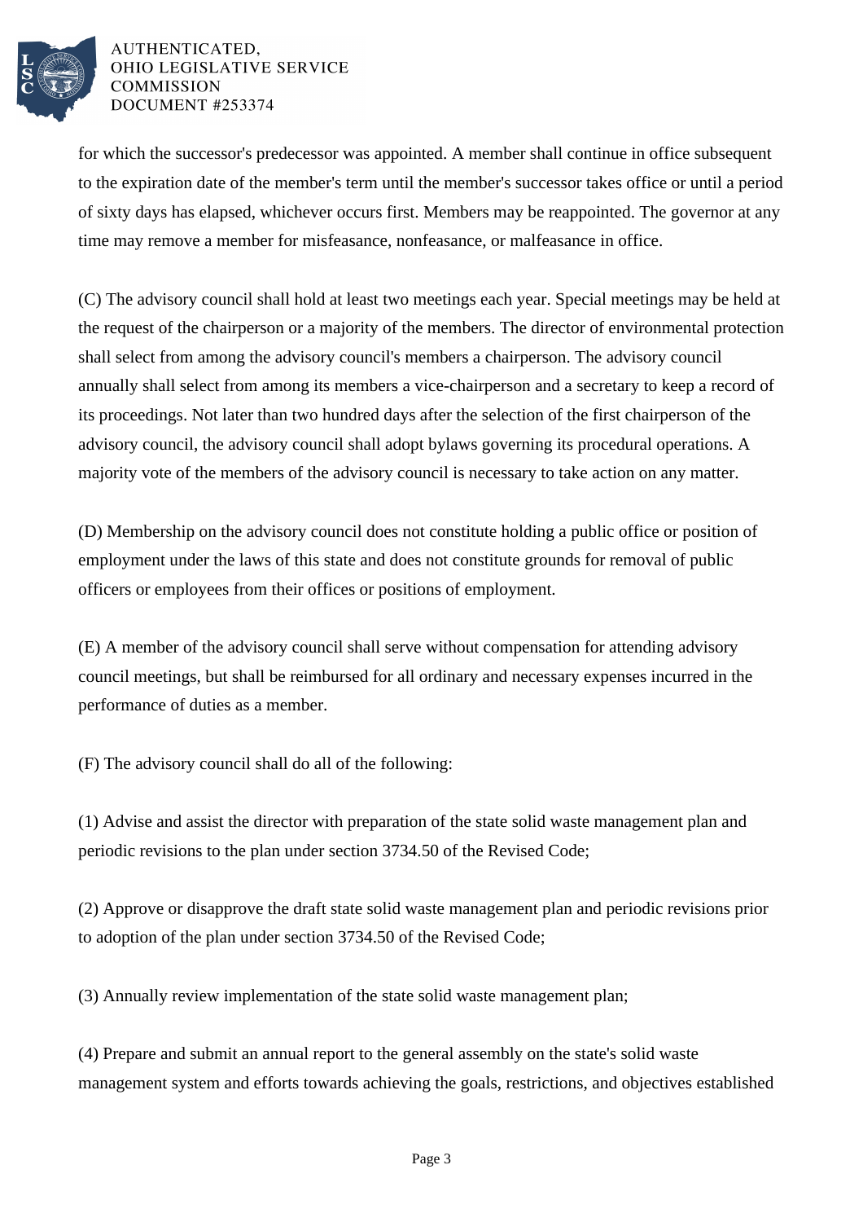for which the successor's predecessor was appointed. A member shall continue in office subsequent to the expiration date of the member's term until the member's successor takes office or until a period of sixty days has elapsed, whichever occurs first. Members may be reappointed. The governor at any time may remove a member for misfeasance, nonfeasance, or malfeasance in office.

(C) The advisory council shall hold at least two meetings each year. Special meetings may be held at the request of the chairperson or a majority of the members. The director of environmental protection shall select from among the advisory council's members a chairperson. The advisory council annually shall select from among its members a vice-chairperson and a secretary to keep a record of its proceedings. Not later than two hundred days after the selection of the first chairperson of the advisory council, the advisory council shall adopt bylaws governing its procedural operations. A majority vote of the members of the advisory council is necessary to take action on any matter.

(D) Membership on the advisory council does not constitute holding a public office or position of employment under the laws of this state and does not constitute grounds for removal of public officers or employees from their offices or positions of employment.

(E) A member of the advisory council shall serve without compensation for attending advisory council meetings, but shall be reimbursed for all ordinary and necessary expenses incurred in the performance of duties as a member.

(F) The advisory council shall do all of the following:

(1) Advise and assist the director with preparation of the state solid waste management plan and periodic revisions to the plan under section 3734.50 of the Revised Code;

(2) Approve or disapprove the draft state solid waste management plan and periodic revisions prior to adoption of the plan under section 3734.50 of the Revised Code;

(3) Annually review implementation of the state solid waste management plan;

(4) Prepare and submit an annual report to the general assembly on the state's solid waste management system and efforts towards achieving the goals, restrictions, and objectives established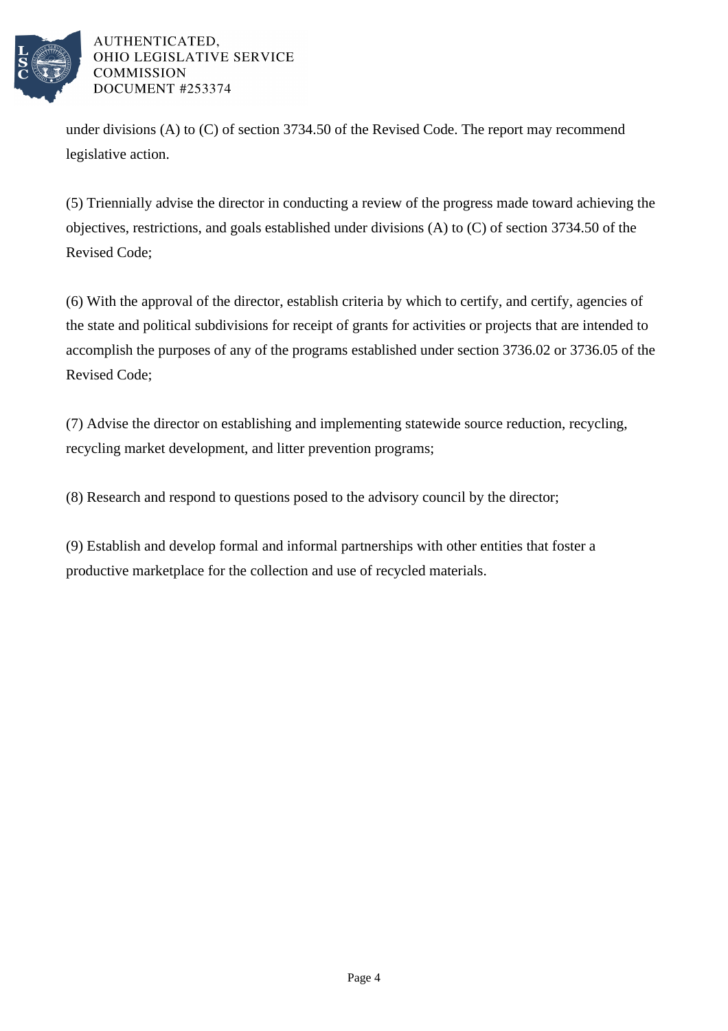under divisions (A) to (C) of section 3734.50 of the Revised Code. The report may recommend legislative action.

(5) Triennially advise the director in conducting a review of the progress made toward achieving the objectives, restrictions, and goals established under divisions (A) to (C) of section 3734.50 of the Revised Code;

(6) With the approval of the director, establish criteria by which to certify, and certify, agencies of the state and political subdivisions for receipt of grants for activities or projects that are intended to accomplish the purposes of any of the programs established under section 3736.02 or 3736.05 of the Revised Code;

(7) Advise the director on establishing and implementing statewide source reduction, recycling, recycling market development, and litter prevention programs;

(8) Research and respond to questions posed to the advisory council by the director;

(9) Establish and develop formal and informal partnerships with other entities that foster a productive marketplace for the collection and use of recycled materials.